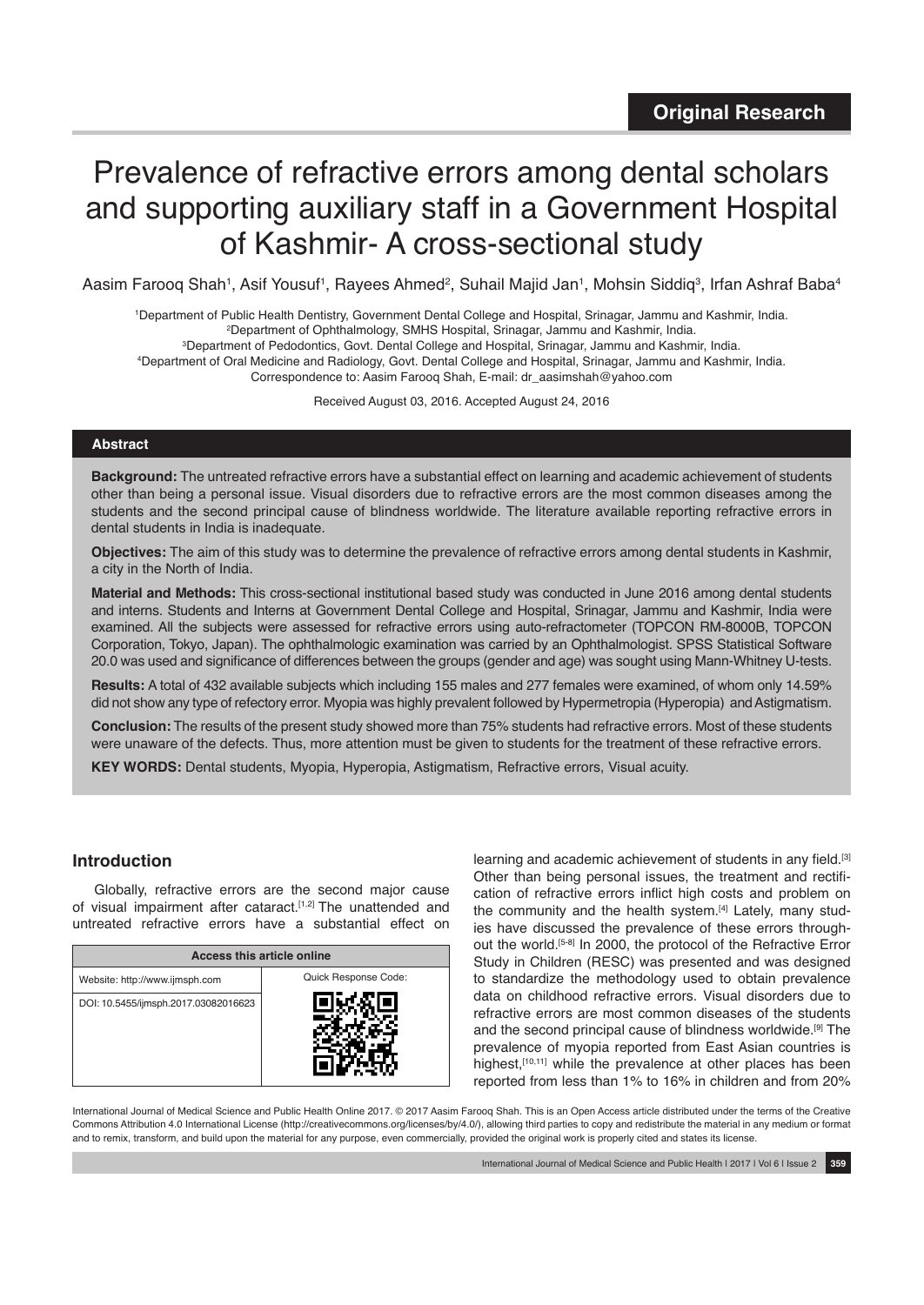Original Research

# Prevalence of refractive errors among dental scholars and supporting auxiliary staff in a Government Hospital of Kashmir- A cross-sectional study

Aasim Farooq Shah[1], Asif Yousuf[1], Rayees Ahmed[2], Suhail Majid Jan[1], Mohsin Siddiq[3], Irfan Ashraf Baba[4]

[1]Department of Public Health Dentistry, Government Dental College and Hospital, Srinagar, Jammu and Kashmir, India.
[2]Department of Ophthalmology, SMHS Hospital, Srinagar, Jammu and Kashmir, India.
[3]Department of Pedodontics, Govt. Dental College and Hospital, Srinagar, Jammu and Kashmir, India.
[4]Department of Oral Medicine and Radiology, Govt. Dental College and Hospital, Srinagar, Jammu and Kashmir, India.
Correspondence to: Aasim Farooq Shah, E-mail: dr_aasimshah@yahoo.com

Received August 03, 2016. Accepted August 24, 2016

## Abstract

**Background:** The untreated refractive errors have a substantial effect on learning and academic achievement of students other than being a personal issue. Visual disorders due to refractive errors are the most common diseases among the students and the second principal cause of blindness worldwide. The literature available reporting refractive errors in dental students in India is inadequate.

**Objectives:** The aim of this study was to determine the prevalence of refractive errors among dental students in Kashmir, a city in the North of India.

**Material and Methods:** This cross-sectional institutional based study was conducted in June 2016 among dental students and interns. Students and Interns at Government Dental College and Hospital, Srinagar, Jammu and Kashmir, India were examined. All the subjects were assessed for refractive errors using auto-refractometer (TOPCON RM-8000B, TOPCON Corporation, Tokyo, Japan). The ophthalmologic examination was carried by an Ophthalmologist. SPSS Statistical Software 20.0 was used and significance of differences between the groups (gender and age) was sought using Mann-Whitney U-tests.

**Results:** A total of 432 available subjects which including 155 males and 277 females were examined, of whom only 14.59% did not show any type of refectory error. Myopia was highly prevalent followed by Hypermetropia (Hyperopia) and Astigmatism.

**Conclusion:** The results of the present study showed more than 75% students had refractive errors. Most of these students were unaware of the defects. Thus, more attention must be given to students for the treatment of these refractive errors.

**KEY WORDS:** Dental students, Myopia, Hyperopia, Astigmatism, Refractive errors, Visual acuity.

## Introduction

Globally, refractive errors are the second major cause of visual impairment after cataract.[1,2] The unattended and untreated refractive errors have a substantial effect on learning and academic achievement of students in any field.[3] Other than being personal issues, the treatment and rectification of refractive errors inflict high costs and problem on the community and the health system.[4] Lately, many studies have discussed the prevalence of these errors throughout the world.[5-8] In 2000, the protocol of the Refractive Error Study in Children (RESC) was presented and was designed to standardize the methodology used to obtain prevalence data on childhood refractive errors. Visual disorders due to refractive errors are most common diseases of the students and the second principal cause of blindness worldwide.[9] The prevalence of myopia reported from East Asian countries is highest,[10,11] while the prevalence at other places has been reported from less than 1% to 16% in children and from 20%

| Access this article online | |
|---|---|
| Website: http://www.ijmsph.com | Quick Response Code: |
| DOI: 10.5455/ijmsph.2017.03082016623 | |

International Journal of Medical Science and Public Health Online 2017. © 2017 Aasim Farooq Shah. This is an Open Access article distributed under the terms of the Creative Commons Attribution 4.0 International License (http://creativecommons.org/licenses/by/4.0/), allowing third parties to copy and redistribute the material in any medium or format and to remix, transform, and build upon the material for any purpose, even commercially, provided the original work is properly cited and states its license.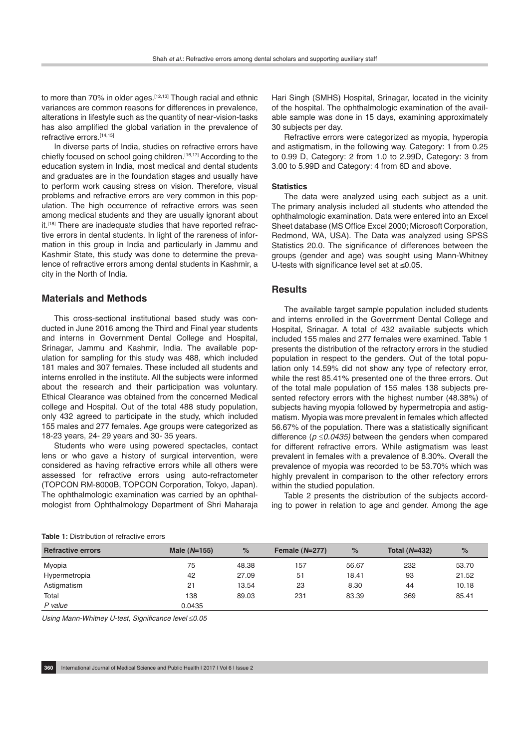to more than 70% in older ages.[12,13] Though racial and ethnic variances are common reasons for differences in prevalence, alterations in lifestyle such as the quantity of near-vision-tasks has also amplified the global variation in the prevalence of refractive errors.[14,15]

In diverse parts of India, studies on refractive errors have chiefly focused on school going children.[16,17] According to the education system in India, most medical and dental students and graduates are in the foundation stages and usually have to perform work causing stress on vision. Therefore, visual problems and refractive errors are very common in this population. The high occurrence of refractive errors was seen among medical students and they are usually ignorant about it.[18] There are inadequate studies that have reported refractive errors in dental students. In light of the rareness of information in this group in India and particularly in Jammu and Kashmir State, this study was done to determine the prevalence of refractive errors among dental students in Kashmir, a city in the North of India.

## Materials and Methods

This cross-sectional institutional based study was conducted in June 2016 among the Third and Final year students and interns in Government Dental College and Hospital, Srinagar, Jammu and Kashmir, India. The available population for sampling for this study was 488, which included 181 males and 307 females. These included all students and interns enrolled in the institute. All the subjects were informed about the research and their participation was voluntary. Ethical Clearance was obtained from the concerned Medical college and Hospital. Out of the total 488 study population, only 432 agreed to participate in the study, which included 155 males and 277 females. Age groups were categorized as 18-23 years, 24- 29 years and 30- 35 years.

Students who were using powered spectacles, contact lens or who gave a history of surgical intervention, were considered as having refractive errors while all others were assessed for refractive errors using auto-refractometer (TOPCON RM-8000B, TOPCON Corporation, Tokyo, Japan). The ophthalmologic examination was carried by an ophthalmologist from Ophthalmology Department of Shri Maharaja Hari Singh (SMHS) Hospital, Srinagar, located in the vicinity of the hospital. The ophthalmologic examination of the available sample was done in 15 days, examining approximately 30 subjects per day.

Refractive errors were categorized as myopia, hyperopia and astigmatism, in the following way. Category: 1 from 0.25 to 0.99 D, Category: 2 from 1.0 to 2.99D, Category: 3 from 3.00 to 5.99D and Category: 4 from 6D and above.

### Statistics

The data were analyzed using each subject as a unit. The primary analysis included all students who attended the ophthalmologic examination. Data were entered into an Excel Sheet database (MS Office Excel 2000; Microsoft Corporation, Redmond, WA, USA). The Data was analyzed using SPSS Statistics 20.0. The significance of differences between the groups (gender and age) was sought using Mann-Whitney U-tests with significance level set at ≤0.05.

## Results

The available target sample population included students and interns enrolled in the Government Dental College and Hospital, Srinagar. A total of 432 available subjects which included 155 males and 277 females were examined. Table 1 presents the distribution of the refractory errors in the studied population in respect to the genders. Out of the total population only 14.59% did not show any type of refectory error, while the rest 85.41% presented one of the three errors. Out of the total male population of 155 males 138 subjects presented refectory errors with the highest number (48.38%) of subjects having myopia followed by hypermetropia and astigmatism. Myopia was more prevalent in females which affected 56.67% of the population. There was a statistically significant difference (*p ≤0.0435)* between the genders when compared for different refractive errors. While astigmatism was least prevalent in females with a prevalence of 8.30%. Overall the prevalence of myopia was recorded to be 53.70% which was highly prevalent in comparison to the other refectory errors within the studied population.

Table 2 presents the distribution of the subjects according to power in relation to age and gender. Among the age

**Table 1:** Distribution of refractive errors

| Refractive errors | Male (*N*=155) | % | Female (*N*=277) | % | Total (*N*=432) | % |
|---|---|---|---|---|---|---|
| Myopia | 75 | 48.38 | 157 | 56.67 | 232 | 53.70 |
| Hypermetropia | 42 | 27.09 | 51 | 18.41 | 93 | 21.52 |
| Astigmatism | 21 | 13.54 | 23 | 8.30 | 44 | 10.18 |
| Total | 138 | 89.03 | 231 | 83.39 | 369 | 85.41 |
| *P value* | 0.0435 | | | | | |

*Using Mann-Whitney U-test, Significance level ≤0.05*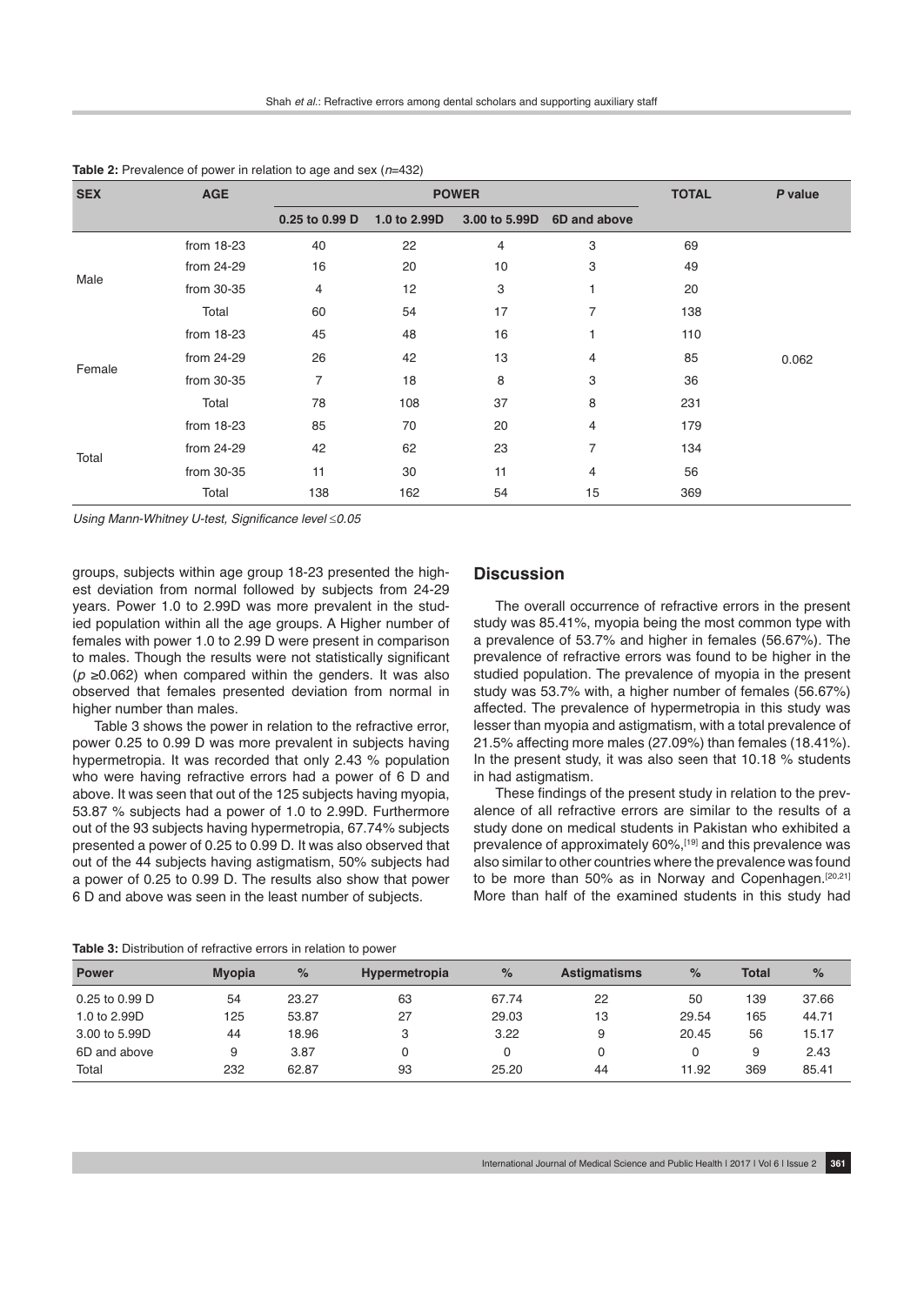**Table 2:** Prevalence of power in relation to age and sex (*n*=432)

| SEX | AGE | POWER | | | | TOTAL | *P* value |
|---|---|---|---|---|---|---|---|
| | | 0.25 to 0.99 D | 1.0 to 2.99D | 3.00 to 5.99D | 6D and above | | |
| Male | from 18-23 | 40 | 22 | 4 | 3 | 69 | |
| | from 24-29 | 16 | 20 | 10 | 3 | 49 | |
| | from 30-35 | 4 | 12 | 3 | 1 | 20 | |
| | Total | 60 | 54 | 17 | 7 | 138 | |
| Female | from 18-23 | 45 | 48 | 16 | 1 | 110 | |
| | from 24-29 | 26 | 42 | 13 | 4 | 85 | 0.062 |
| | from 30-35 | 7 | 18 | 8 | 3 | 36 | |
| | Total | 78 | 108 | 37 | 8 | 231 | |
| Total | from 18-23 | 85 | 70 | 20 | 4 | 179 | |
| | from 24-29 | 42 | 62 | 23 | 7 | 134 | |
| | from 30-35 | 11 | 30 | 11 | 4 | 56 | |
| | Total | 138 | 162 | 54 | 15 | 369 | |

*Using Mann-Whitney U-test, Significance level ≤0.05*

groups, subjects within age group 18-23 presented the highest deviation from normal followed by subjects from 24-29 years. Power 1.0 to 2.99D was more prevalent in the studied population within all the age groups. A Higher number of females with power 1.0 to 2.99 D were present in comparison to males. Though the results were not statistically significant ($p \geq 0.062$) when compared within the genders. It was also observed that females presented deviation from normal in higher number than males.

Table 3 shows the power in relation to the refractive error, power 0.25 to 0.99 D was more prevalent in subjects having hypermetropia. It was recorded that only 2.43 % population who were having refractive errors had a power of 6 D and above. It was seen that out of the 125 subjects having myopia, 53.87 % subjects had a power of 1.0 to 2.99D. Furthermore out of the 93 subjects having hypermetropia, 67.74% subjects presented a power of 0.25 to 0.99 D. It was also observed that out of the 44 subjects having astigmatism, 50% subjects had a power of 0.25 to 0.99 D. The results also show that power 6 D and above was seen in the least number of subjects.

## Discussion

The overall occurrence of refractive errors in the present study was 85.41%, myopia being the most common type with a prevalence of 53.7% and higher in females (56.67%). The prevalence of refractive errors was found to be higher in the studied population. The prevalence of myopia in the present study was 53.7% with, a higher number of females (56.67%) affected. The prevalence of hypermetropia in this study was lesser than myopia and astigmatism, with a total prevalence of 21.5% affecting more males (27.09%) than females (18.41%). In the present study, it was also seen that 10.18 % students in had astigmatism.

These findings of the present study in relation to the prevalence of all refractive errors are similar to the results of a study done on medical students in Pakistan who exhibited a prevalence of approximately 60%,[19] and this prevalence was also similar to other countries where the prevalence was found to be more than 50% as in Norway and Copenhagen.[20,21] More than half of the examined students in this study had

**Table 3:** Distribution of refractive errors in relation to power

| Power | Myopia | % | Hypermetropia | % | Astigmatisms | % | Total | % |
|---|---|---|---|---|---|---|---|---|
| 0.25 to 0.99 D | 54 | 23.27 | 63 | 67.74 | 22 | 50 | 139 | 37.66 |
| 1.0 to 2.99D | 125 | 53.87 | 27 | 29.03 | 13 | 29.54 | 165 | 44.71 |
| 3.00 to 5.99D | 44 | 18.96 | 3 | 3.22 | 9 | 20.45 | 56 | 15.17 |
| 6D and above | 9 | 3.87 | 0 | 0 | 0 | 0 | 9 | 2.43 |
| Total | 232 | 62.87 | 93 | 25.20 | 44 | 11.92 | 369 | 85.41 |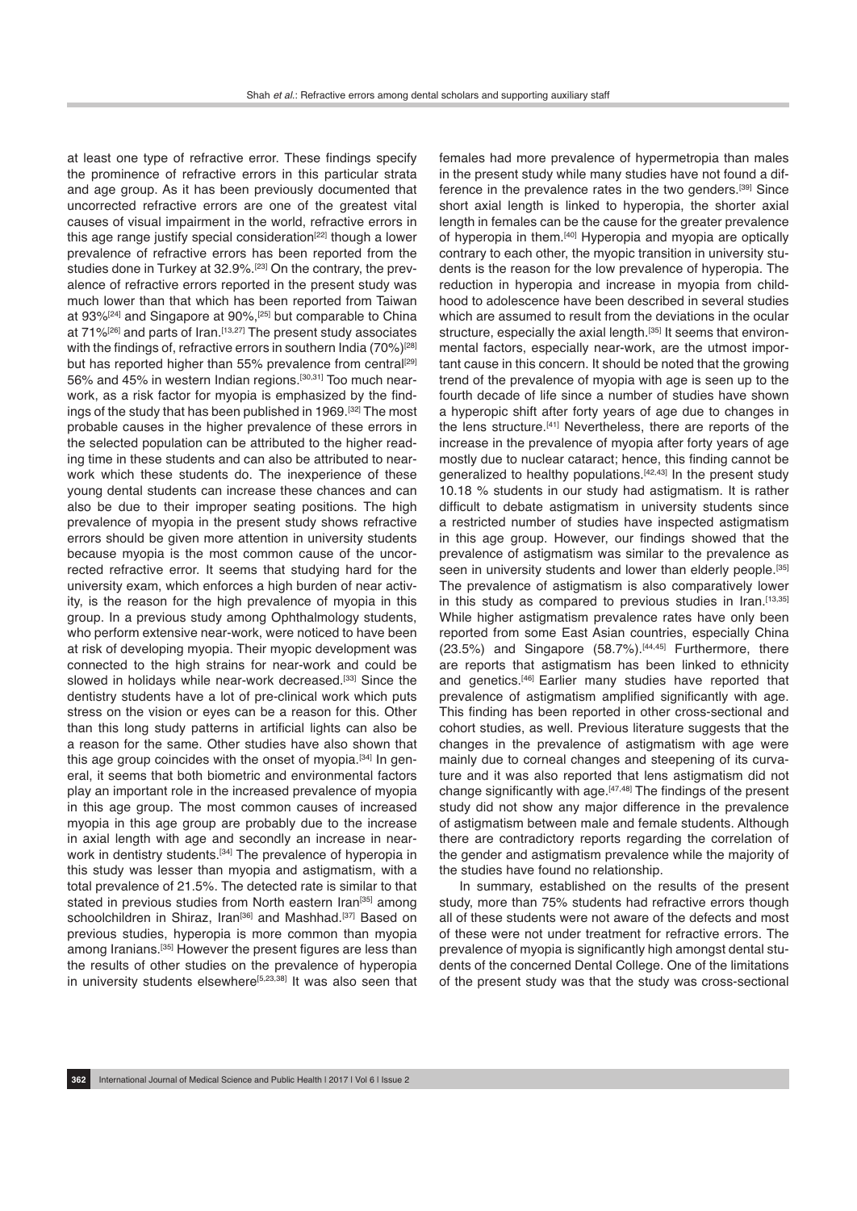at least one type of refractive error. These findings specify the prominence of refractive errors in this particular strata and age group. As it has been previously documented that uncorrected refractive errors are one of the greatest vital causes of visual impairment in the world, refractive errors in this age range justify special consideration[22] though a lower prevalence of refractive errors has been reported from the studies done in Turkey at 32.9%.[23] On the contrary, the prevalence of refractive errors reported in the present study was much lower than that which has been reported from Taiwan at 93%[24] and Singapore at 90%,[25] but comparable to China at 71%[26] and parts of Iran.[13,27] The present study associates with the findings of, refractive errors in southern India (70%)[28] but has reported higher than 55% prevalence from central[29] 56% and 45% in western Indian regions.[30,31] Too much near-work, as a risk factor for myopia is emphasized by the findings of the study that has been published in 1969.[32] The most probable causes in the higher prevalence of these errors in the selected population can be attributed to the higher reading time in these students and can also be attributed to near-work which these students do. The inexperience of these young dental students can increase these chances and can also be due to their improper seating positions. The high prevalence of myopia in the present study shows refractive errors should be given more attention in university students because myopia is the most common cause of the uncorrected refractive error. It seems that studying hard for the university exam, which enforces a high burden of near activity, is the reason for the high prevalence of myopia in this group. In a previous study among Ophthalmology students, who perform extensive near-work, were noticed to have been at risk of developing myopia. Their myopic development was connected to the high strains for near-work and could be slowed in holidays while near-work decreased.[33] Since the dentistry students have a lot of pre-clinical work which puts stress on the vision or eyes can be a reason for this. Other than this long study patterns in artificial lights can also be a reason for the same. Other studies have also shown that this age group coincides with the onset of myopia.[34] In general, it seems that both biometric and environmental factors play an important role in the increased prevalence of myopia in this age group. The most common causes of increased myopia in this age group are probably due to the increase in axial length with age and secondly an increase in near-work in dentistry students.[34] The prevalence of hyperopia in this study was lesser than myopia and astigmatism, with a total prevalence of 21.5%. The detected rate is similar to that stated in previous studies from North eastern Iran[35] among schoolchildren in Shiraz, Iran[36] and Mashhad.[37] Based on previous studies, hyperopia is more common than myopia among Iranians.[35] However the present figures are less than the results of other studies on the prevalence of hyperopia in university students elsewhere[5,23,38] It was also seen that females had more prevalence of hypermetropia than males in the present study while many studies have not found a difference in the prevalence rates in the two genders.[39] Since short axial length is linked to hyperopia, the shorter axial length in females can be the cause for the greater prevalence of hyperopia in them.[40] Hyperopia and myopia are optically contrary to each other, the myopic transition in university students is the reason for the low prevalence of hyperopia. The reduction in hyperopia and increase in myopia from childhood to adolescence have been described in several studies which are assumed to result from the deviations in the ocular structure, especially the axial length.[35] It seems that environmental factors, especially near-work, are the utmost important cause in this concern. It should be noted that the growing trend of the prevalence of myopia with age is seen up to the fourth decade of life since a number of studies have shown a hyperopic shift after forty years of age due to changes in the lens structure.[41] Nevertheless, there are reports of the increase in the prevalence of myopia after forty years of age mostly due to nuclear cataract; hence, this finding cannot be generalized to healthy populations.[42,43] In the present study 10.18 % students in our study had astigmatism. It is rather difficult to debate astigmatism in university students since a restricted number of studies have inspected astigmatism in this age group. However, our findings showed that the prevalence of astigmatism was similar to the prevalence as seen in university students and lower than elderly people.[35] The prevalence of astigmatism is also comparatively lower in this study as compared to previous studies in Iran.[13,35] While higher astigmatism prevalence rates have only been reported from some East Asian countries, especially China (23.5%) and Singapore (58.7%).[44,45] Furthermore, there are reports that astigmatism has been linked to ethnicity and genetics.[46] Earlier many studies have reported that prevalence of astigmatism amplified significantly with age. This finding has been reported in other cross-sectional and cohort studies, as well. Previous literature suggests that the changes in the prevalence of astigmatism with age were mainly due to corneal changes and steepening of its curvature and it was also reported that lens astigmatism did not change significantly with age.[47,48] The findings of the present study did not show any major difference in the prevalence of astigmatism between male and female students. Although there are contradictory reports regarding the correlation of the gender and astigmatism prevalence while the majority of the studies have found no relationship.

In summary, established on the results of the present study, more than 75% students had refractive errors though all of these students were not aware of the defects and most of these were not under treatment for refractive errors. The prevalence of myopia is significantly high amongst dental students of the concerned Dental College. One of the limitations of the present study was that the study was cross-sectional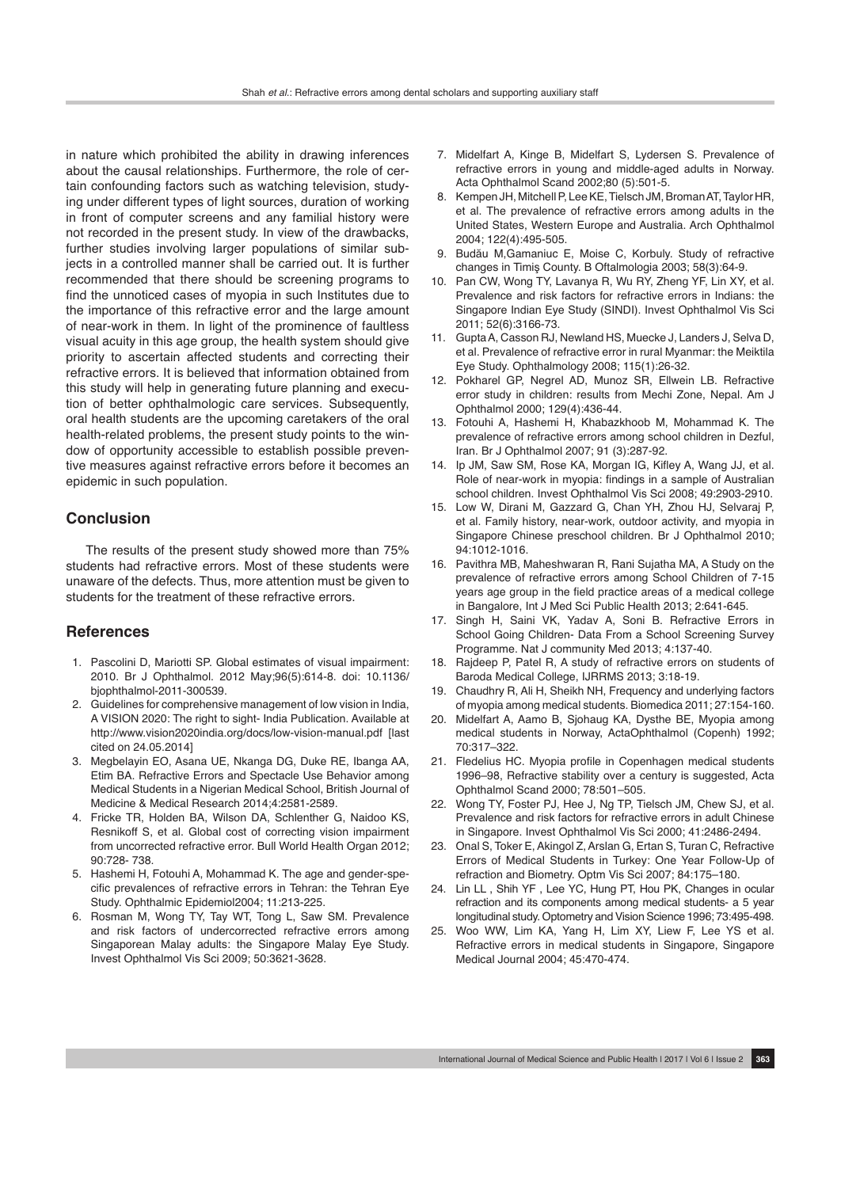in nature which prohibited the ability in drawing inferences about the causal relationships. Furthermore, the role of certain confounding factors such as watching television, studying under different types of light sources, duration of working in front of computer screens and any familial history were not recorded in the present study. In view of the drawbacks, further studies involving larger populations of similar subjects in a controlled manner shall be carried out. It is further recommended that there should be screening programs to find the unnoticed cases of myopia in such Institutes due to the importance of this refractive error and the large amount of near-work in them. In light of the prominence of faultless visual acuity in this age group, the health system should give priority to ascertain affected students and correcting their refractive errors. It is believed that information obtained from this study will help in generating future planning and execution of better ophthalmologic care services. Subsequently, oral health students are the upcoming caretakers of the oral health-related problems, the present study points to the window of opportunity accessible to establish possible preventive measures against refractive errors before it becomes an epidemic in such population.

## Conclusion

The results of the present study showed more than 75% students had refractive errors. Most of these students were unaware of the defects. Thus, more attention must be given to students for the treatment of these refractive errors.

## References

1. Pascolini D, Mariotti SP. Global estimates of visual impairment: 2010. Br J Ophthalmol. 2012 May;96(5):614-8. doi: 10.1136/bjophthalmol-2011-300539.
2. Guidelines for comprehensive management of low vision in India, A VISION 2020: The right to sight- India Publication. Available at http://www.vision2020india.org/docs/low-vision-manual.pdf [last cited on 24.05.2014]
3. Megbelayin EO, Asana UE, Nkanga DG, Duke RE, Ibanga AA, Etim BA. Refractive Errors and Spectacle Use Behavior among Medical Students in a Nigerian Medical School, British Journal of Medicine & Medical Research 2014;4:2581-2589.
4. Fricke TR, Holden BA, Wilson DA, Schlenther G, Naidoo KS, Resnikoff S, et al. Global cost of correcting vision impairment from uncorrected refractive error. Bull World Health Organ 2012; 90:728- 738.
5. Hashemi H, Fotouhi A, Mohammad K. The age and gender-specific prevalences of refractive errors in Tehran: the Tehran Eye Study. Ophthalmic Epidemiol2004; 11:213-225.
6. Rosman M, Wong TY, Tay WT, Tong L, Saw SM. Prevalence and risk factors of undercorrected refractive errors among Singaporean Malay adults: the Singapore Malay Eye Study. Invest Ophthalmol Vis Sci 2009; 50:3621-3628.
7. Midelfart A, Kinge B, Midelfart S, Lydersen S. Prevalence of refractive errors in young and middle-aged adults in Norway. Acta Ophthalmol Scand 2002;80 (5):501-5.
8. Kempen JH, Mitchell P, Lee KE, Tielsch JM, Broman AT, Taylor HR, et al. The prevalence of refractive errors among adults in the United States, Western Europe and Australia. Arch Ophthalmol 2004; 122(4):495-505.
9. Budău M,Gamaniuc E, Moise C, Korbuly. Study of refractive changes in Timiş County. B Oftalmologia 2003; 58(3):64-9.
10. Pan CW, Wong TY, Lavanya R, Wu RY, Zheng YF, Lin XY, et al. Prevalence and risk factors for refractive errors in Indians: the Singapore Indian Eye Study (SINDI). Invest Ophthalmol Vis Sci 2011; 52(6):3166-73.
11. Gupta A, Casson RJ, Newland HS, Muecke J, Landers J, Selva D, et al. Prevalence of refractive error in rural Myanmar: the Meiktila Eye Study. Ophthalmology 2008; 115(1):26-32.
12. Pokharel GP, Negrel AD, Munoz SR, Ellwein LB. Refractive error study in children: results from Mechi Zone, Nepal. Am J Ophthalmol 2000; 129(4):436-44.
13. Fotouhi A, Hashemi H, Khabazkhoob M, Mohammad K. The prevalence of refractive errors among school children in Dezful, Iran. Br J Ophthalmol 2007; 91 (3):287-92.
14. Ip JM, Saw SM, Rose KA, Morgan IG, Kifley A, Wang JJ, et al. Role of near-work in myopia: findings in a sample of Australian school children. Invest Ophthalmol Vis Sci 2008; 49:2903-2910.
15. Low W, Dirani M, Gazzard G, Chan YH, Zhou HJ, Selvaraj P, et al. Family history, near-work, outdoor activity, and myopia in Singapore Chinese preschool children. Br J Ophthalmol 2010; 94:1012-1016.
16. Pavithra MB, Maheshwaran R, Rani Sujatha MA, A Study on the prevalence of refractive errors among School Children of 7-15 years age group in the field practice areas of a medical college in Bangalore, Int J Med Sci Public Health 2013; 2:641-645.
17. Singh H, Saini VK, Yadav A, Soni B. Refractive Errors in School Going Children- Data From a School Screening Survey Programme. Nat J community Med 2013; 4:137-40.
18. Rajdeep P, Patel R, A study of refractive errors on students of Baroda Medical College, IJRRMS 2013; 3:18-19.
19. Chaudhry R, Ali H, Sheikh NH, Frequency and underlying factors of myopia among medical students. Biomedica 2011; 27:154-160.
20. Midelfart A, Aamo B, Sjohaug KA, Dysthe BE, Myopia among medical students in Norway, ActaOphthalmol (Copenh) 1992; 70:317–322.
21. Fledelius HC. Myopia profile in Copenhagen medical students 1996–98, Refractive stability over a century is suggested, Acta Ophthalmol Scand 2000; 78:501–505.
22. Wong TY, Foster PJ, Hee J, Ng TP, Tielsch JM, Chew SJ, et al. Prevalence and risk factors for refractive errors in adult Chinese in Singapore. Invest Ophthalmol Vis Sci 2000; 41:2486-2494.
23. Onal S, Toker E, Akingol Z, Arslan G, Ertan S, Turan C, Refractive Errors of Medical Students in Turkey: One Year Follow-Up of refraction and Biometry. Optm Vis Sci 2007; 84:175–180.
24. Lin LL , Shih YF , Lee YC, Hung PT, Hou PK, Changes in ocular refraction and its components among medical students- a 5 year longitudinal study. Optometry and Vision Science 1996; 73:495-498.
25. Woo WW, Lim KA, Yang H, Lim XY, Liew F, Lee YS et al. Refractive errors in medical students in Singapore, Singapore Medical Journal 2004; 45:470-474.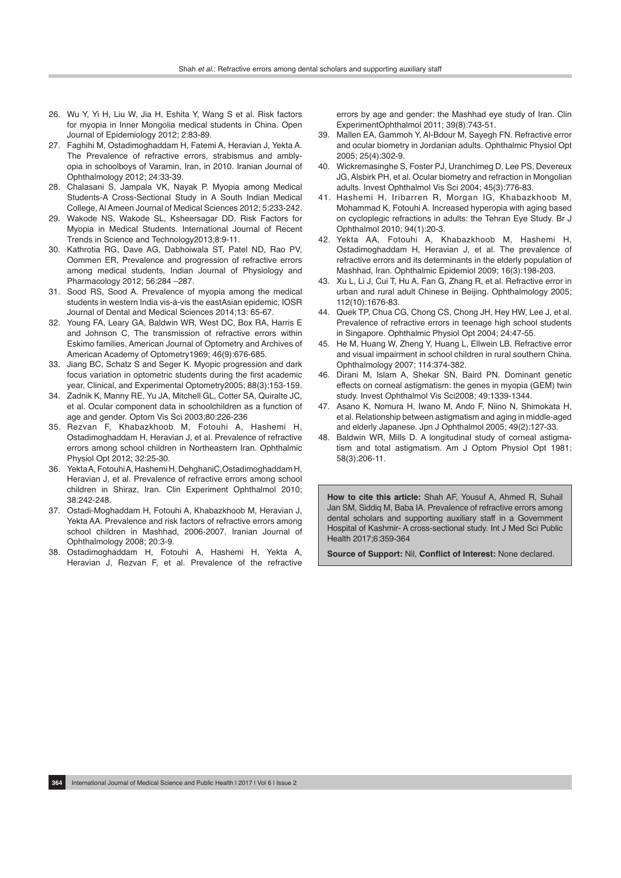26. Wu Y, Yi H, Liu W, Jia H, Eshita Y, Wang S et al. Risk factors for myopia in Inner Mongolia medical students in China. Open Journal of Epidemiology 2012; 2:83-89.
27. Faghihi M, Ostadimoghaddam H, Fatemi A, Heravian J, Yekta A. The Prevalence of refractive errors, strabismus and amblyopia in schoolboys of Varamin, Iran, in 2010. Iranian Journal of Ophthalmology 2012; 24:33-39.
28. Chalasani S, Jampala VK, Nayak P. Myopia among Medical Students-A Cross-Sectional Study in A South Indian Medical College, Al Ameen Journal of Medical Sciences 2012; 5:233-242.
29. Wakode NS, Wakode SL, Ksheersagar DD. Risk Factors for Myopia in Medical Students. International Journal of Recent Trends in Science and Technology2013;8:9-11.
30. Kathrotia RG, Dave AG, Dabhoiwala ST, Patel ND, Rao PV, Oommen ER, Prevalence and progression of refractive errors among medical students, Indian Journal of Physiology and Pharmacology 2012; 56:284 –287.
31. Sood RS, Sood A. Prevalence of myopia among the medical students in western India vis-à-vis the eastAsian epidemic, IOSR Journal of Dental and Medical Sciences 2014;13: 65-67.
32. Young FA, Leary GA, Baldwin WR, West DC, Box RA, Harris E and Johnson C, The transmission of refractive errors within Eskimo families, American Journal of Optometry and Archives of American Academy of Optometry1969; 46(9):676-685.
33. Jiang BC, Schatz S and Seger K. Myopic progression and dark focus variation in optometric students during the first academic year, Clinical, and Experimental Optometry2005; 88(3):153-159.
34. Zadnik K, Manny RE, Yu JA, Mitchell GL, Cotter SA, Quiralte JC, et al. Ocular component data in schoolchildren as a function of age and gender. Optom Vis Sci 2003;80:226-236
35. Rezvan F, Khabazkhoob M, Fotouhi A, Hashemi H, Ostadimoghaddam H, Heravian J, et al. Prevalence of refractive errors among school children in Northeastern Iran. Ophthalmic Physiol Opt 2012; 32:25-30.
36. Yekta A, Fotouhi A, Hashemi H, DehghaniC,Ostadimoghaddam H, Heravian J, et al. Prevalence of refractive errors among school children in Shiraz, Iran. Clin Experiment Ophthalmol 2010; 38:242-248.
37. Ostadi-Moghaddam H, Fotouhi A, Khabazkhoob M, Heravian J, Yekta AA. Prevalence and risk factors of refractive errors among school children in Mashhad, 2006-2007. Iranian Journal of Ophthalmology 2008; 20:3-9.
38. Ostadimoghaddam H, Fotouhi A, Hashemi H, Yekta A, Heravian J, Rezvan F, et al. Prevalence of the refractive errors by age and gender: the Mashhad eye study of Iran. Clin ExperimentOphthalmol 2011; 39(8):743-51.
39. Mallen EA, Gammoh Y, Al-Bdour M, Sayegh FN. Refractive error and ocular biometry in Jordanian adults. Ophthalmic Physiol Opt 2005; 25(4):302-9.
40. Wickremasinghe S, Foster PJ, Uranchimeg D, Lee PS, Devereux JG, Alsbirk PH, et al. Ocular biometry and refraction in Mongolian adults. Invest Ophthalmol Vis Sci 2004; 45(3):776-83.
41. Hashemi H, Iribarren R, Morgan IG, Khabazkhoob M, Mohammad K, Fotouhi A. Increased hyperopia with aging based on cycloplegic refractions in adults: the Tehran Eye Study. Br J Ophthalmol 2010; 94(1):20-3.
42. Yekta AA, Fotouhi A, Khabazkhoob M, Hashemi H, Ostadimoghaddam H, Heravian J, et al. The prevalence of refractive errors and its determinants in the elderly population of Mashhad, Iran. Ophthalmic Epidemiol 2009; 16(3):198-203.
43. Xu L, Li J, Cui T, Hu A, Fan G, Zhang R, et al. Refractive error in urban and rural adult Chinese in Beijing. Ophthalmology 2005; 112(10):1676-83.
44. Quek TP, Chua CG, Chong CS, Chong JH, Hey HW, Lee J, et al. Prevalence of refractive errors in teenage high school students in Singapore. Ophthalmic Physiol Opt 2004; 24:47-55.
45. He M, Huang W, Zheng Y, Huang L, Ellwein LB. Refractive error and visual impairment in school children in rural southern China. Ophthalmology 2007; 114:374-382.
46. Dirani M, Islam A, Shekar SN, Baird PN. Dominant genetic effects on corneal astigmatism: the genes in myopia (GEM) twin study. Invest Ophthalmol Vis Sci2008; 49:1339-1344.
47. Asano K, Nomura H, Iwano M, Ando F, Niino N, Shimokata H, et al. Relationship between astigmatism and aging in middle-aged and elderly Japanese. Jpn J Ophthalmol 2005; 49(2):127-33.
48. Baldwin WR, Mills D. A longitudinal study of corneal astigmatism and total astigmatism. Am J Optom Physiol Opt 1981; 58(3):206-11.

**How to cite this article:** Shah AF, Yousuf A, Ahmed R, Suhail Jan SM, Siddiq M, Baba IA. Prevalence of refractive errors among dental scholars and supporting auxiliary staff in a Government Hospital of Kashmir- A cross-sectional study. Int J Med Sci Public Health 2017;6:359-364

**Source of Support:** Nil, **Conflict of Interest:** None declared.